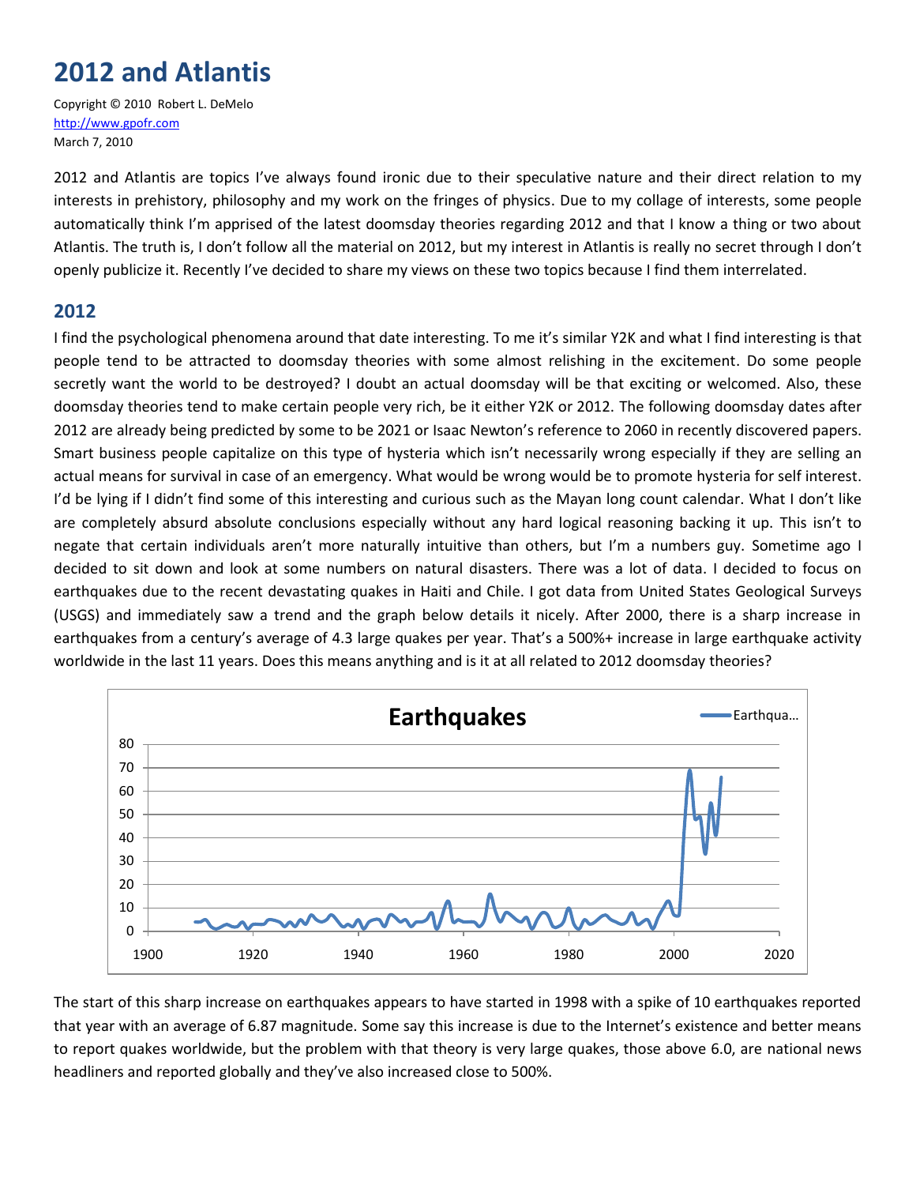# 2012 and Atlantis

Copyright © 2010 Robert L. DeMelo
http://www.gpofr.com
March 7, 2010

2012 and Atlantis are topics I've always found ironic due to their speculative nature and their direct relation to my interests in prehistory, philosophy and my work on the fringes of physics. Due to my collage of interests, some people automatically think I'm apprised of the latest doomsday theories regarding 2012 and that I know a thing or two about Atlantis. The truth is, I don't follow all the material on 2012, but my interest in Atlantis is really no secret through I don't openly publicize it. Recently I've decided to share my views on these two topics because I find them interrelated.

## 2012

I find the psychological phenomena around that date interesting. To me it's similar Y2K and what I find interesting is that people tend to be attracted to doomsday theories with some almost relishing in the excitement. Do some people secretly want the world to be destroyed? I doubt an actual doomsday will be that exciting or welcomed. Also, these doomsday theories tend to make certain people very rich, be it either Y2K or 2012. The following doomsday dates after 2012 are already being predicted by some to be 2021 or Isaac Newton's reference to 2060 in recently discovered papers. Smart business people capitalize on this type of hysteria which isn't necessarily wrong especially if they are selling an actual means for survival in case of an emergency. What would be wrong would be to promote hysteria for self interest. I'd be lying if I didn't find some of this interesting and curious such as the Mayan long count calendar. What I don't like are completely absurd absolute conclusions especially without any hard logical reasoning backing it up. This isn't to negate that certain individuals aren't more naturally intuitive than others, but I'm a numbers guy. Sometime ago I decided to sit down and look at some numbers on natural disasters. There was a lot of data. I decided to focus on earthquakes due to the recent devastating quakes in Haiti and Chile. I got data from United States Geological Surveys (USGS) and immediately saw a trend and the graph below details it nicely. After 2000, there is a sharp increase in earthquakes from a century's average of 4.3 large quakes per year. That's a 500%+ increase in large earthquake activity worldwide in the last 11 years. Does this means anything and is it at all related to 2012 doomsday theories?

Earthquakes

Earthqua…

0
10
20
30
40
50
60
70
80

1900 1920 1940 1960 1980 2000 2020

The start of this sharp increase on earthquakes appears to have started in 1998 with a spike of 10 earthquakes reported that year with an average of 6.87 magnitude. Some say this increase is due to the Internet's existence and better means to report quakes worldwide, but the problem with that theory is very large quakes, those above 6.0, are national news headliners and reported globally and they've also increased close to 500%.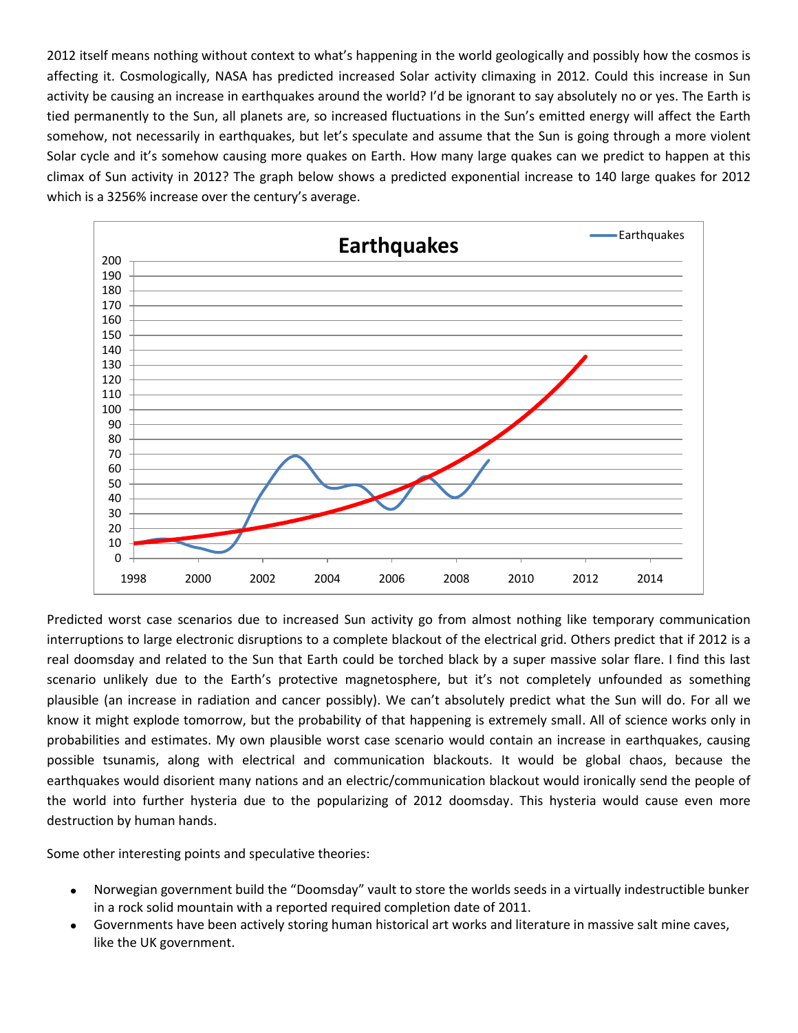2012 itself means nothing without context to what's happening in the world geologically and possibly how the cosmos is affecting it. Cosmologically, NASA has predicted increased Solar activity climaxing in 2012. Could this increase in Sun activity be causing an increase in earthquakes around the world? I'd be ignorant to say absolutely no or yes. The Earth is tied permanently to the Sun, all planets are, so increased fluctuations in the Sun's emitted energy will affect the Earth somehow, not necessarily in earthquakes, but let's speculate and assume that the Sun is going through a more violent Solar cycle and it's somehow causing more quakes on Earth. How many large quakes can we predict to happen at this climax of Sun activity in 2012? The graph below shows a predicted exponential increase to 140 large quakes for 2012 which is a 3256% increase over the century's average.

Earthquakes

Earthquakes

200
190
180
170
160
150
140
130
120
110
100
90
80
70
60
50
40
30
20
10
0

1998 2000 2002 2004 2006 2008 2010 2012 2014

Predicted worst case scenarios due to increased Sun activity go from almost nothing like temporary communication interruptions to large electronic disruptions to a complete blackout of the electrical grid. Others predict that if 2012 is a real doomsday and related to the Sun that Earth could be torched black by a super massive solar flare. I find this last scenario unlikely due to the Earth's protective magnetosphere, but it's not completely unfounded as something plausible (an increase in radiation and cancer possibly). We can't absolutely predict what the Sun will do. For all we know it might explode tomorrow, but the probability of that happening is extremely small. All of science works only in probabilities and estimates. My own plausible worst case scenario would contain an increase in earthquakes, causing possible tsunamis, along with electrical and communication blackouts. It would be global chaos, because the earthquakes would disorient many nations and an electric/communication blackout would ironically send the people of the world into further hysteria due to the popularizing of 2012 doomsday. This hysteria would cause even more destruction by human hands.

Some other interesting points and speculative theories:

- Norwegian government build the "Doomsday" vault to store the worlds seeds in a virtually indestructible bunker in a rock solid mountain with a reported required completion date of 2011.
- Governments have been actively storing human historical art works and literature in massive salt mine caves, like the UK government.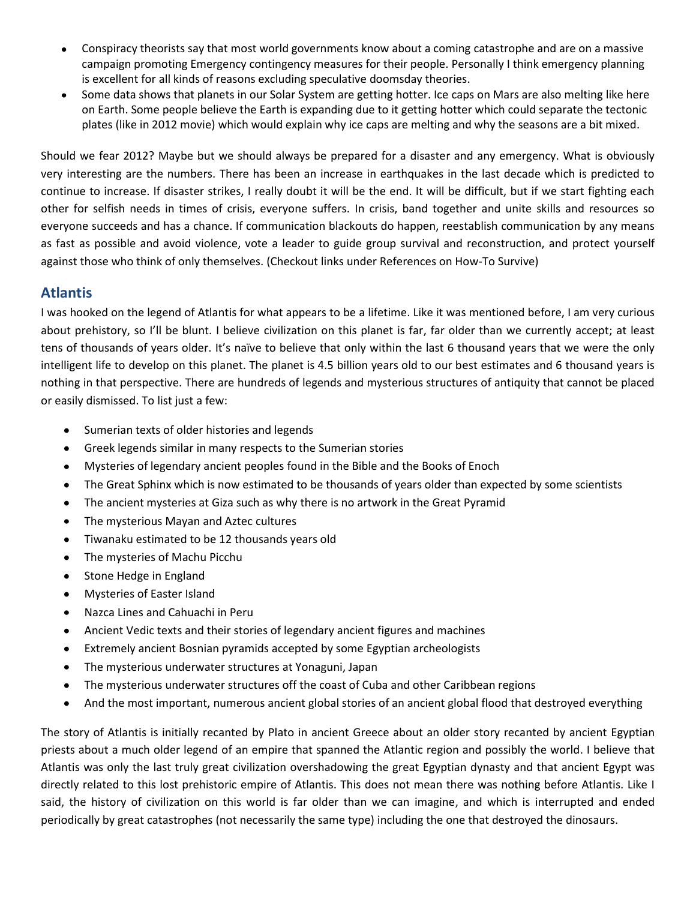- Conspiracy theorists say that most world governments know about a coming catastrophe and are on a massive campaign promoting Emergency contingency measures for their people. Personally I think emergency planning is excellent for all kinds of reasons excluding speculative doomsday theories.
- Some data shows that planets in our Solar System are getting hotter. Ice caps on Mars are also melting like here on Earth. Some people believe the Earth is expanding due to it getting hotter which could separate the tectonic plates (like in 2012 movie) which would explain why ice caps are melting and why the seasons are a bit mixed.

Should we fear 2012? Maybe but we should always be prepared for a disaster and any emergency. What is obviously very interesting are the numbers. There has been an increase in earthquakes in the last decade which is predicted to continue to increase. If disaster strikes, I really doubt it will be the end. It will be difficult, but if we start fighting each other for selfish needs in times of crisis, everyone suffers. In crisis, band together and unite skills and resources so everyone succeeds and has a chance. If communication blackouts do happen, reestablish communication by any means as fast as possible and avoid violence, vote a leader to guide group survival and reconstruction, and protect yourself against those who think of only themselves. (Checkout links under References on How-To Survive)

## Atlantis

I was hooked on the legend of Atlantis for what appears to be a lifetime. Like it was mentioned before, I am very curious about prehistory, so I'll be blunt. I believe civilization on this planet is far, far older than we currently accept; at least tens of thousands of years older. It's naïve to believe that only within the last 6 thousand years that we were the only intelligent life to develop on this planet. The planet is 4.5 billion years old to our best estimates and 6 thousand years is nothing in that perspective. There are hundreds of legends and mysterious structures of antiquity that cannot be placed or easily dismissed. To list just a few:

- Sumerian texts of older histories and legends
- Greek legends similar in many respects to the Sumerian stories
- Mysteries of legendary ancient peoples found in the Bible and the Books of Enoch
- The Great Sphinx which is now estimated to be thousands of years older than expected by some scientists
- The ancient mysteries at Giza such as why there is no artwork in the Great Pyramid
- The mysterious Mayan and Aztec cultures
- Tiwanaku estimated to be 12 thousands years old
- The mysteries of Machu Picchu
- Stone Hedge in England
- Mysteries of Easter Island
- Nazca Lines and Cahuachi in Peru
- Ancient Vedic texts and their stories of legendary ancient figures and machines
- Extremely ancient Bosnian pyramids accepted by some Egyptian archeologists
- The mysterious underwater structures at Yonaguni, Japan
- The mysterious underwater structures off the coast of Cuba and other Caribbean regions
- And the most important, numerous ancient global stories of an ancient global flood that destroyed everything

The story of Atlantis is initially recanted by Plato in ancient Greece about an older story recanted by ancient Egyptian priests about a much older legend of an empire that spanned the Atlantic region and possibly the world. I believe that Atlantis was only the last truly great civilization overshadowing the great Egyptian dynasty and that ancient Egypt was directly related to this lost prehistoric empire of Atlantis. This does not mean there was nothing before Atlantis. Like I said, the history of civilization on this world is far older than we can imagine, and which is interrupted and ended periodically by great catastrophes (not necessarily the same type) including the one that destroyed the dinosaurs.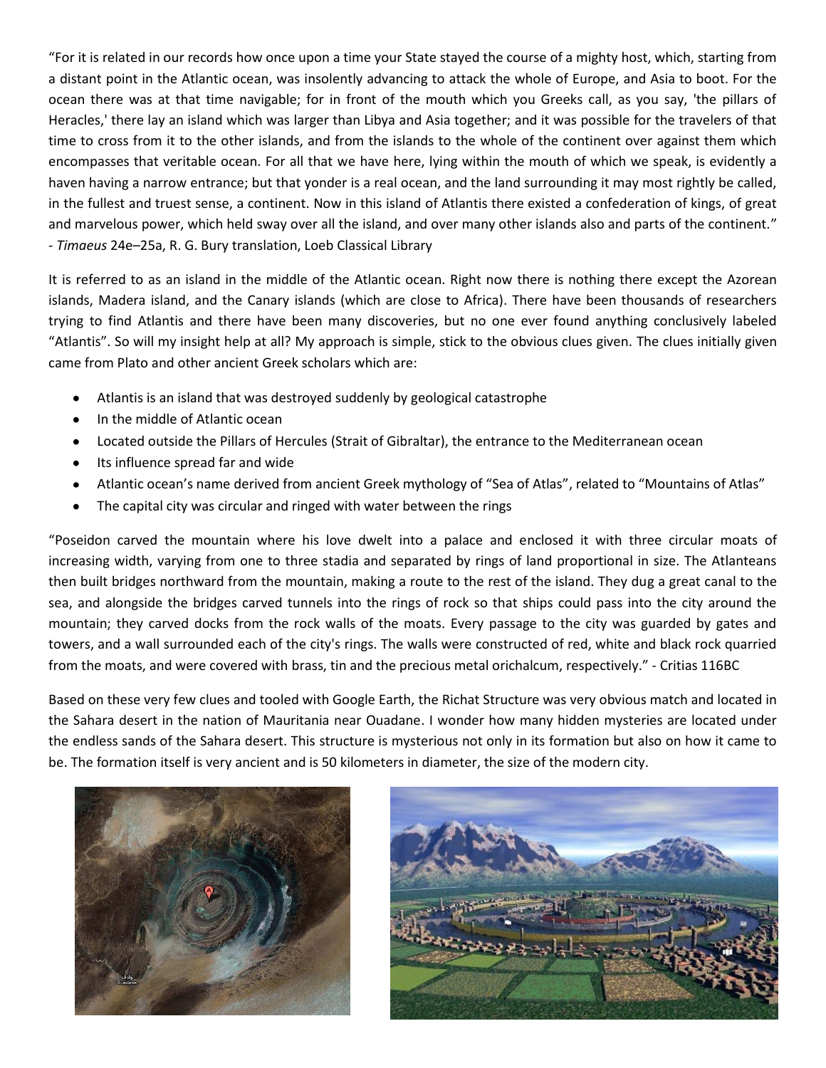"For it is related in our records how once upon a time your State stayed the course of a mighty host, which, starting from a distant point in the Atlantic ocean, was insolently advancing to attack the whole of Europe, and Asia to boot. For the ocean there was at that time navigable; for in front of the mouth which you Greeks call, as you say, 'the pillars of Heracles,' there lay an island which was larger than Libya and Asia together; and it was possible for the travelers of that time to cross from it to the other islands, and from the islands to the whole of the continent over against them which encompasses that veritable ocean. For all that we have here, lying within the mouth of which we speak, is evidently a haven having a narrow entrance; but that yonder is a real ocean, and the land surrounding it may most rightly be called, in the fullest and truest sense, a continent. Now in this island of Atlantis there existed a confederation of kings, of great and marvelous power, which held sway over all the island, and over many other islands also and parts of the continent." - *Timaeus* 24e–25a, R. G. Bury translation, Loeb Classical Library

It is referred to as an island in the middle of the Atlantic ocean. Right now there is nothing there except the Azorean islands, Madera island, and the Canary islands (which are close to Africa). There have been thousands of researchers trying to find Atlantis and there have been many discoveries, but no one ever found anything conclusively labeled "Atlantis". So will my insight help at all? My approach is simple, stick to the obvious clues given. The clues initially given came from Plato and other ancient Greek scholars which are:

- Atlantis is an island that was destroyed suddenly by geological catastrophe
- In the middle of Atlantic ocean
- Located outside the Pillars of Hercules (Strait of Gibraltar), the entrance to the Mediterranean ocean
- Its influence spread far and wide
- Atlantic ocean's name derived from ancient Greek mythology of "Sea of Atlas", related to "Mountains of Atlas"
- The capital city was circular and ringed with water between the rings

"Poseidon carved the mountain where his love dwelt into a palace and enclosed it with three circular moats of increasing width, varying from one to three stadia and separated by rings of land proportional in size. The Atlanteans then built bridges northward from the mountain, making a route to the rest of the island. They dug a great canal to the sea, and alongside the bridges carved tunnels into the rings of rock so that ships could pass into the city around the mountain; they carved docks from the rock walls of the moats. Every passage to the city was guarded by gates and towers, and a wall surrounded each of the city's rings. The walls were constructed of red, white and black rock quarried from the moats, and were covered with brass, tin and the precious metal orichalcum, respectively." - Critias 116BC

Based on these very few clues and tooled with Google Earth, the Richat Structure was very obvious match and located in the Sahara desert in the nation of Mauritania near Ouadane. I wonder how many hidden mysteries are located under the endless sands of the Sahara desert. This structure is mysterious not only in its formation but also on how it came to be. The formation itself is very ancient and is 50 kilometers in diameter, the size of the modern city.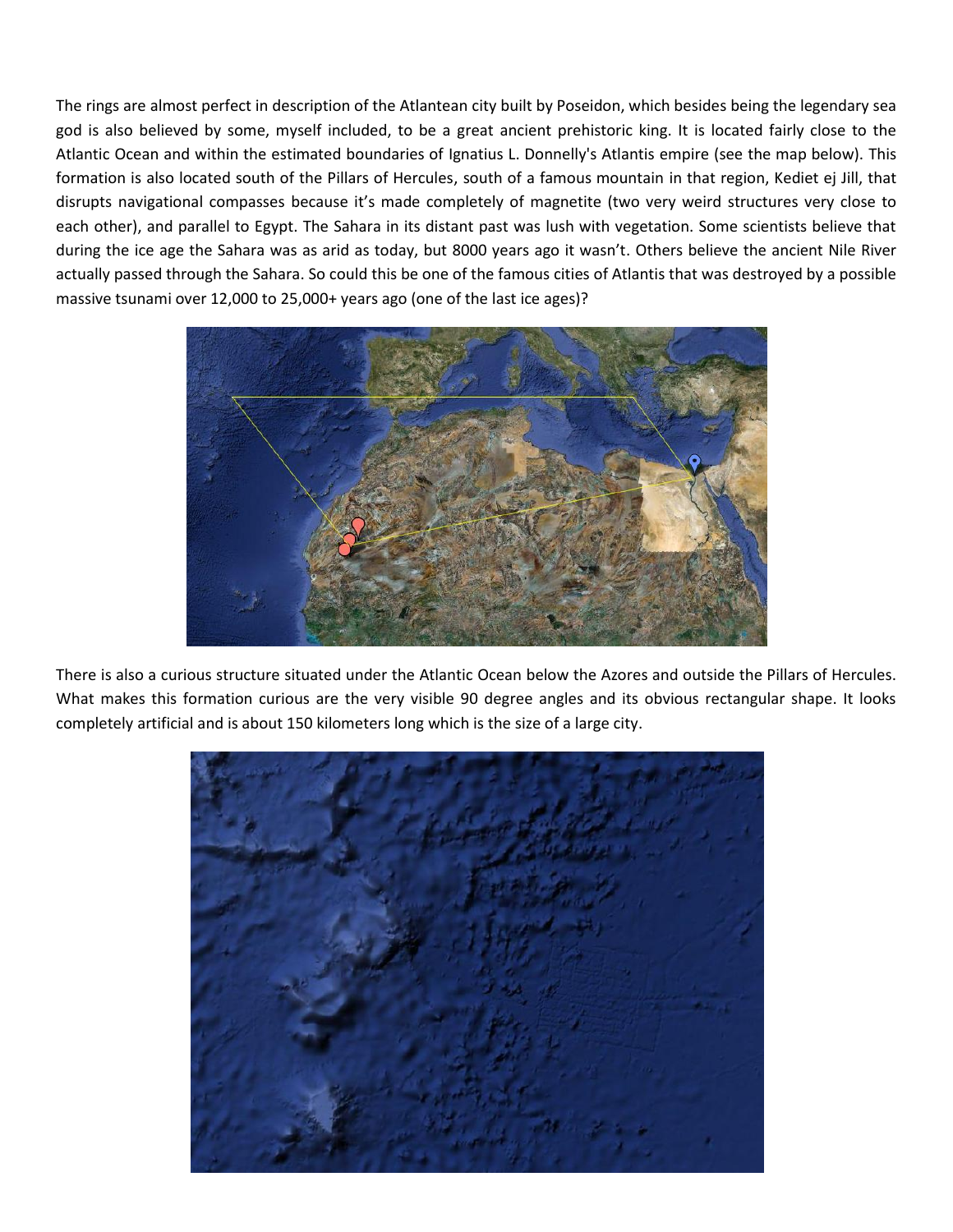The rings are almost perfect in description of the Atlantean city built by Poseidon, which besides being the legendary sea god is also believed by some, myself included, to be a great ancient prehistoric king. It is located fairly close to the Atlantic Ocean and within the estimated boundaries of Ignatius L. Donnelly's Atlantis empire (see the map below). This formation is also located south of the Pillars of Hercules, south of a famous mountain in that region, Kediet ej Jill, that disrupts navigational compasses because it's made completely of magnetite (two very weird structures very close to each other), and parallel to Egypt. The Sahara in its distant past was lush with vegetation. Some scientists believe that during the ice age the Sahara was as arid as today, but 8000 years ago it wasn't. Others believe the ancient Nile River actually passed through the Sahara. So could this be one of the famous cities of Atlantis that was destroyed by a possible massive tsunami over 12,000 to 25,000+ years ago (one of the last ice ages)?

There is also a curious structure situated under the Atlantic Ocean below the Azores and outside the Pillars of Hercules. What makes this formation curious are the very visible 90 degree angles and its obvious rectangular shape. It looks completely artificial and is about 150 kilometers long which is the size of a large city.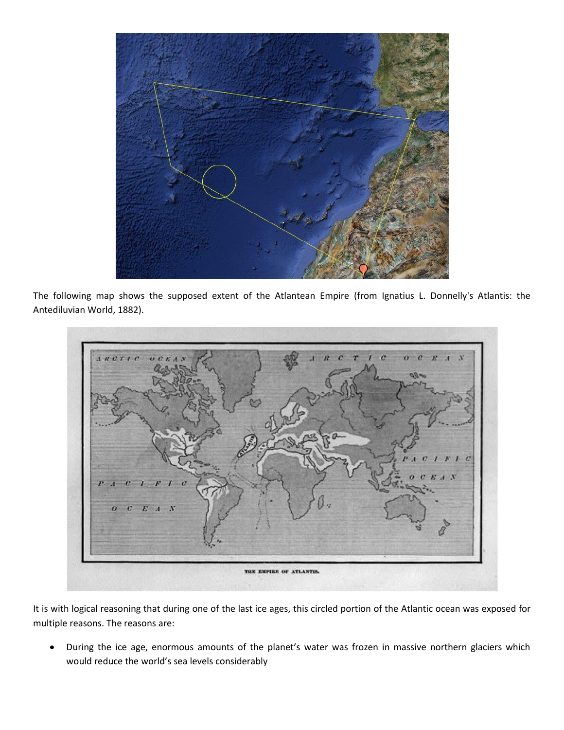The following map shows the supposed extent of the Atlantean Empire (from Ignatius L. Donnelly's Atlantis: the Antediluvian World, 1882).

It is with logical reasoning that during one of the last ice ages, this circled portion of the Atlantic ocean was exposed for multiple reasons. The reasons are:

- During the ice age, enormous amounts of the planet's water was frozen in massive northern glaciers which would reduce the world's sea levels considerably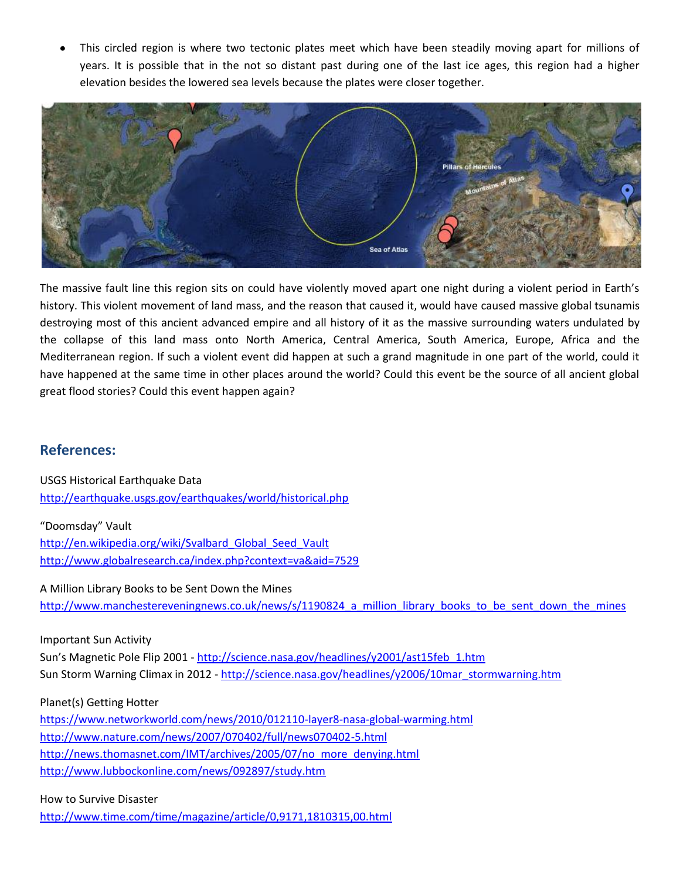- This circled region is where two tectonic plates meet which have been steadily moving apart for millions of years. It is possible that in the not so distant past during one of the last ice ages, this region had a higher elevation besides the lowered sea levels because the plates were closer together.

Pillars of Hercules

Mountains of Atlas

Sea of Atlas

The massive fault line this region sits on could have violently moved apart one night during a violent period in Earth's history. This violent movement of land mass, and the reason that caused it, would have caused massive global tsunamis destroying most of this ancient advanced empire and all history of it as the massive surrounding waters undulated by the collapse of this land mass onto North America, Central America, South America, Europe, Africa and the Mediterranean region. If such a violent event did happen at such a grand magnitude in one part of the world, could it have happened at the same time in other places around the world? Could this event be the source of all ancient global great flood stories? Could this event happen again?

## References:

USGS Historical Earthquake Data
http://earthquake.usgs.gov/earthquakes/world/historical.php

"Doomsday" Vault
http://en.wikipedia.org/wiki/Svalbard_Global_Seed_Vault
http://www.globalresearch.ca/index.php?context=va&aid=7529

A Million Library Books to be Sent Down the Mines
http://www.manchestereveningnews.co.uk/news/s/1190824_a_million_library_books_to_be_sent_down_the_mines

Important Sun Activity
Sun's Magnetic Pole Flip 2001 - http://science.nasa.gov/headlines/y2001/ast15feb_1.htm
Sun Storm Warning Climax in 2012 - http://science.nasa.gov/headlines/y2006/10mar_stormwarning.htm

Planet(s) Getting Hotter
https://www.networkworld.com/news/2010/012110-layer8-nasa-global-warming.html
http://www.nature.com/news/2007/070402/full/news070402-5.html
http://news.thomasnet.com/IMT/archives/2005/07/no_more_denying.html
http://www.lubbockonline.com/news/092897/study.htm

How to Survive Disaster
http://www.time.com/time/magazine/article/0,9171,1810315,00.html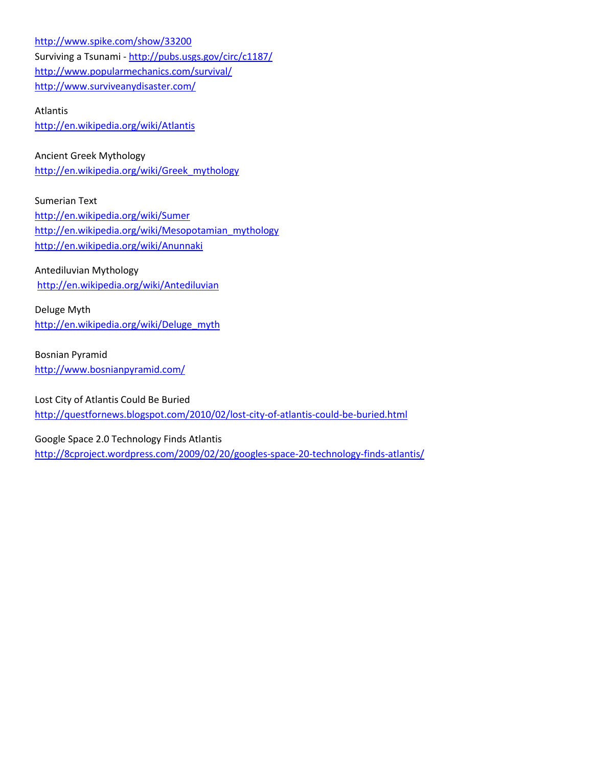http://www.spike.com/show/33200
Surviving a Tsunami - http://pubs.usgs.gov/circ/c1187/
http://www.popularmechanics.com/survival/
http://www.surviveanydisaster.com/

Atlantis
http://en.wikipedia.org/wiki/Atlantis

Ancient Greek Mythology
http://en.wikipedia.org/wiki/Greek_mythology

Sumerian Text
http://en.wikipedia.org/wiki/Sumer
http://en.wikipedia.org/wiki/Mesopotamian_mythology
http://en.wikipedia.org/wiki/Anunnaki

Antediluvian Mythology
http://en.wikipedia.org/wiki/Antediluvian

Deluge Myth
http://en.wikipedia.org/wiki/Deluge_myth

Bosnian Pyramid
http://www.bosnianpyramid.com/

Lost City of Atlantis Could Be Buried
http://questfornews.blogspot.com/2010/02/lost-city-of-atlantis-could-be-buried.html

Google Space 2.0 Technology Finds Atlantis
http://8cproject.wordpress.com/2009/02/20/googles-space-20-technology-finds-atlantis/